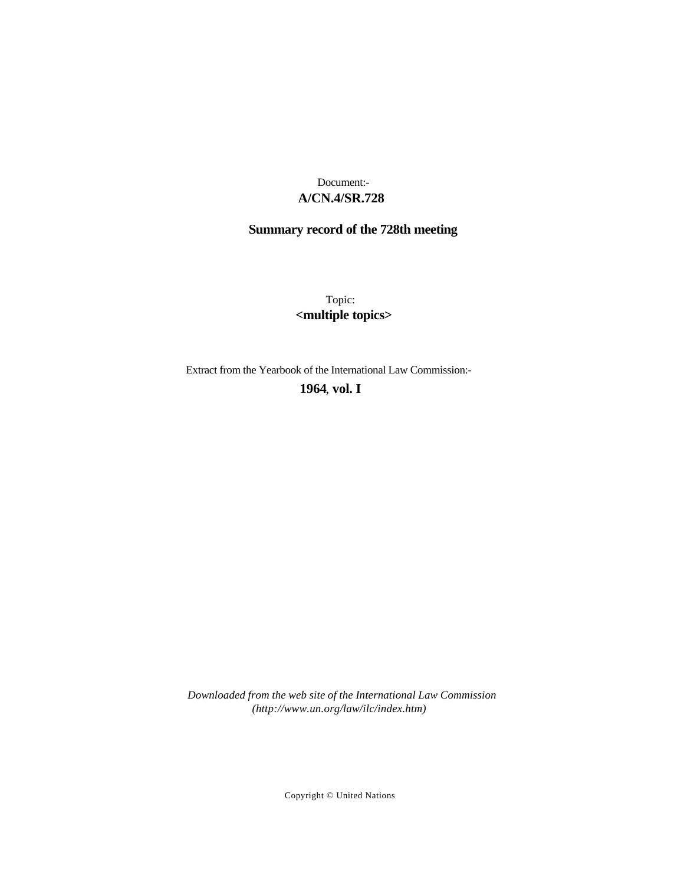Document:-

**A/CN.4/SR.728**

**Summary record of the 728th meeting**

Topic:

**<multiple topics>**

Extract from the Yearbook of the International Law Commission:-

**1964, vol. I**

*Downloaded from the web site of the International Law Commission (http://www.un.org/law/ilc/index.htm)*

Copyright © United Nations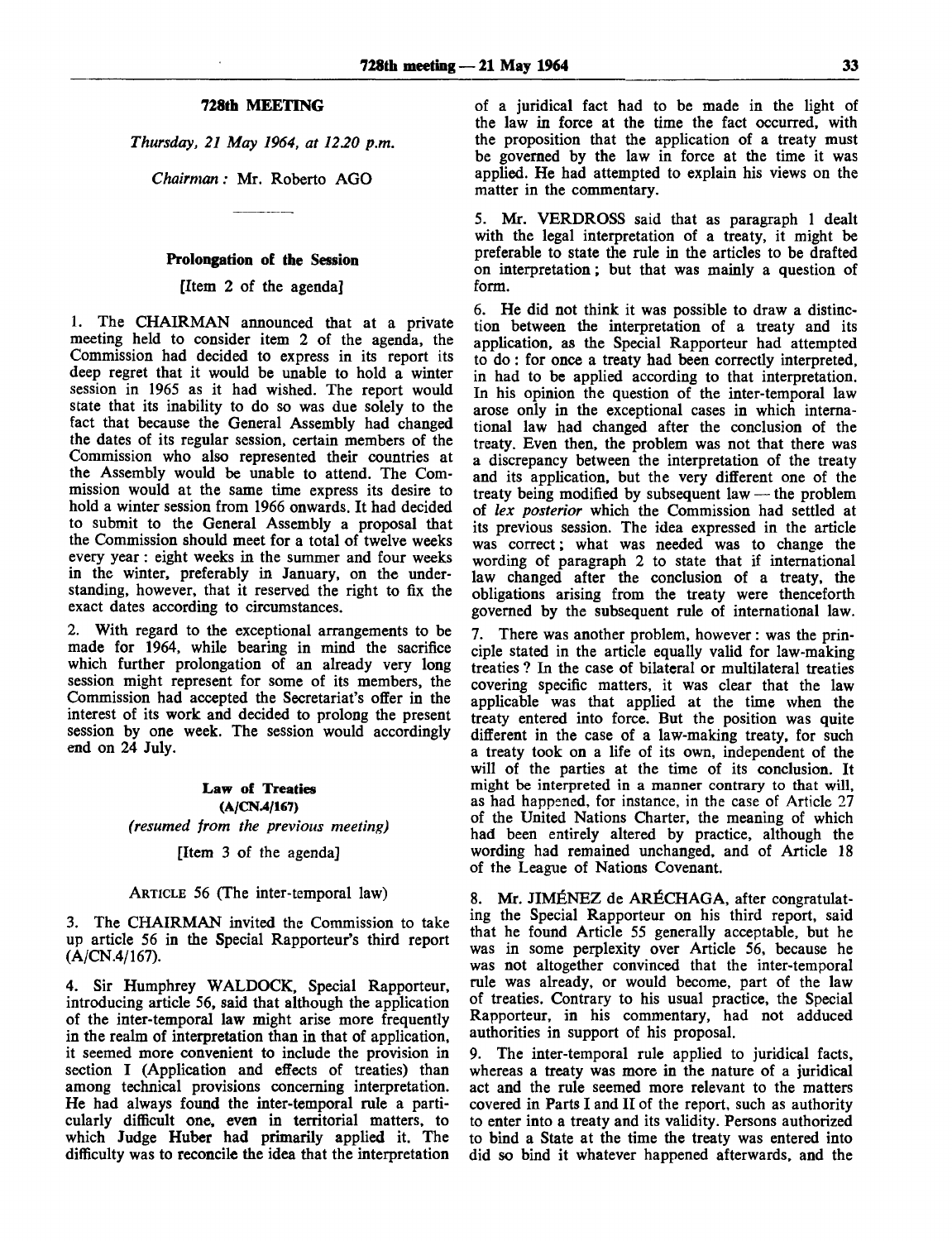## 728th MEETING

*Thursday, 21 May 1964, at 12.20 p.m.*

*Chairman:* Mr. Roberto AGO

---

### Prolongation of the Session

[Item 2 of the agenda]

1. The CHAIRMAN announced that at a private meeting held to consider item 2 of the agenda, the Commission had decided to express in its report its deep regret that it would be unable to hold a winter session in 1965 as it had wished. The report would state that its inability to do so was due solely to the fact that because the General Assembly had changed the dates of its regular session, certain members of the Commission who also represented their countries at the Assembly would be unable to attend. The Commission would at the same time express its desire to hold a winter session from 1966 onwards. It had decided to submit to the General Assembly a proposal that the Commission should meet for a total of twelve weeks every year: eight weeks in the summer and four weeks in the winter, preferably in January, on the understanding, however, that it reserved the right to fix the exact dates according to circumstances.

2. With regard to the exceptional arrangements to be made for 1964, while bearing in mind the sacrifice which further prolongation of an already very long session might represent for some of its members, the Commission had accepted the Secretariat's offer in the interest of its work and decided to prolong the present session by one week. The session would accordingly end on 24 July.

### Law of Treaties (A/CN.4/167)

*(resumed from the previous meeting)*

[Item 3 of the agenda]

ARTICLE 56 (The inter-temporal law)

3. The CHAIRMAN invited the Commission to take up article 56 in the Special Rapporteur's third report (A/CN.4/167).

4. Sir Humphrey WALDOCK, Special Rapporteur, introducing article 56, said that although the application of the inter-temporal law might arise more frequently in the realm of interpretation than in that of application, it seemed more convenient to include the provision in section I (Application and effects of treaties) than among technical provisions concerning interpretation. He had always found the inter-temporal rule a particularly difficult one, even in territorial matters, to which Judge Huber had primarily applied it. The difficulty was to reconcile the idea that the interpretation of a juridical fact had to be made in the light of the law in force at the time the fact occurred, with the proposition that the application of a treaty must be governed by the law in force at the time it was applied. He had attempted to explain his views on the matter in the commentary.

5. Mr. VERDROSS said that as paragraph 1 dealt with the legal interpretation of a treaty, it might be preferable to state the rule in the articles to be drafted on interpretation; but that was mainly a question of form.

6. He did not think it was possible to draw a distinction between the interpretation of a treaty and its application, as the Special Rapporteur had attempted to do: for once a treaty had been correctly interpreted, in had to be applied according to that interpretation. In his opinion the question of the inter-temporal law arose only in the exceptional cases in which international law had changed after the conclusion of the treaty. Even then, the problem was not that there was a discrepancy between the interpretation of the treaty and its application, but the very different one of the treaty being modified by subsequent law — the problem of *lex posterior* which the Commission had settled at its previous session. The idea expressed in the article was correct; what was needed was to change the wording of paragraph 2 to state that if international law changed after the conclusion of a treaty, the obligations arising from the treaty were thenceforth governed by the subsequent rule of international law.

7. There was another problem, however: was the principle stated in the article equally valid for law-making treaties? In the case of bilateral or multilateral treaties covering specific matters, it was clear that the law applicable was that applied at the time when the treaty entered into force. But the position was quite different in the case of a law-making treaty, for such a treaty took on a life of its own, independent of the will of the parties at the time of its conclusion. It might be interpreted in a manner contrary to that will, as had happened, for instance, in the case of Article 27 of the United Nations Charter, the meaning of which had been entirely altered by practice, although the wording had remained unchanged, and of Article 18 of the League of Nations Covenant.

8. Mr. JIMÉNEZ de ARÉCHAGA, after congratulating the Special Rapporteur on his third report, said that he found Article 55 generally acceptable, but he was in some perplexity over Article 56, because he was not altogether convinced that the inter-temporal rule was already, or would become, part of the law of treaties. Contrary to his usual practice, the Special Rapporteur, in his commentary, had not adduced authorities in support of his proposal.

9. The inter-temporal rule applied to juridical facts, whereas a treaty was more in the nature of a juridical act and the rule seemed more relevant to the matters covered in Parts I and II of the report, such as authority to enter into a treaty and its validity. Persons authorized to bind a State at the time the treaty was entered into did so bind it whatever happened afterwards, and the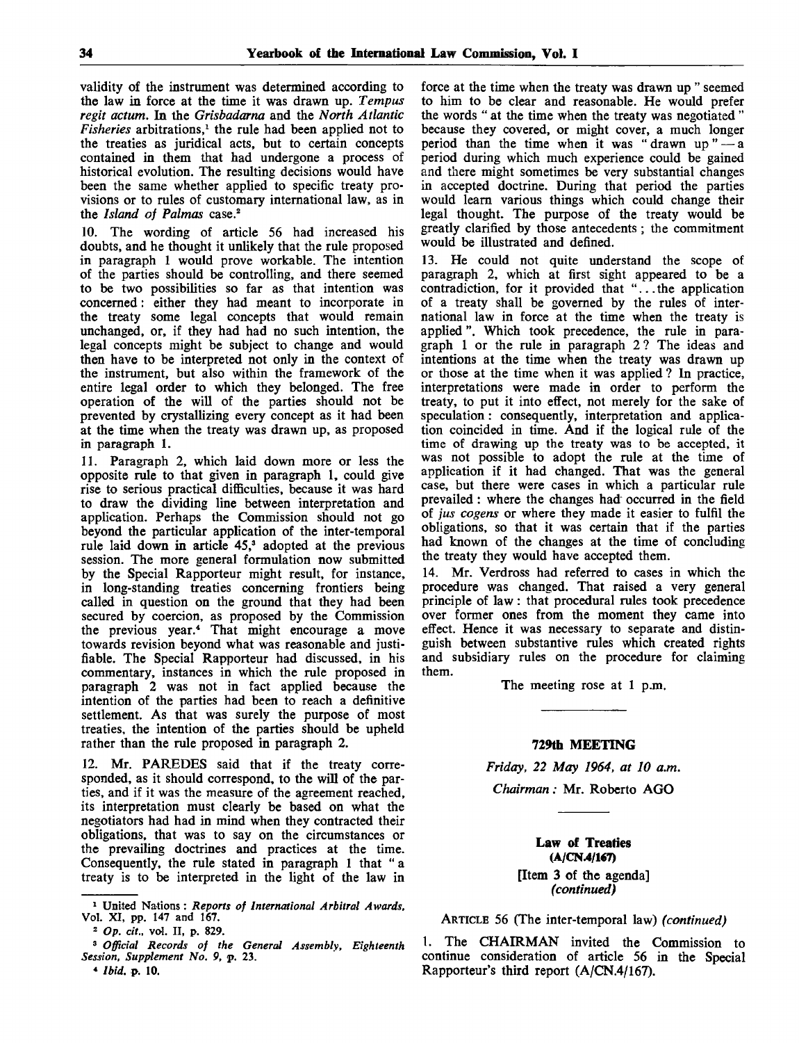validity of the instrument was determined according to the law in force at the time it was drawn up. *Tempus regit actum.* In the *Grisbadarna* and the *North Atlantic Fisheries* arbitrations,[1] the rule had been applied not to the treaties as juridical acts, but to certain concepts contained in them that had undergone a process of historical evolution. The resulting decisions would have been the same whether applied to specific treaty provisions or to rules of customary international law, as in the *Island of Palmas* case.[2]

10. The wording of article 56 had increased his doubts, and he thought it unlikely that the rule proposed in paragraph 1 would prove workable. The intention of the parties should be controlling, and there seemed to be two possibilities so far as that intention was concerned: either they had meant to incorporate in the treaty some legal concepts that would remain unchanged, or, if they had had no such intention, the legal concepts might be subject to change and would then have to be interpreted not only in the context of the instrument, but also within the framework of the entire legal order to which they belonged. The free operation of the will of the parties should not be prevented by crystallizing every concept as it had been at the time when the treaty was drawn up, as proposed in paragraph 1.

11. Paragraph 2, which laid down more or less the opposite rule to that given in paragraph 1, could give rise to serious practical difficulties, because it was hard to draw the dividing line between interpretation and application. Perhaps the Commission should not go beyond the particular application of the inter-temporal rule laid down in article 45,[3] adopted at the previous session. The more general formulation now submitted by the Special Rapporteur might result, for instance, in long-standing treaties concerning frontiers being called in question on the ground that they had been secured by coercion, as proposed by the Commission the previous year.[4] That might encourage a move towards revision beyond what was reasonable and justifiable. The Special Rapporteur had discussed, in his commentary, instances in which the rule proposed in paragraph 2 was not in fact applied because the intention of the parties had been to reach a definitive settlement. As that was surely the purpose of most treaties, the intention of the parties should be upheld rather than the rule proposed in paragraph 2.

12. Mr. PAREDES said that if the treaty corresponded, as it should correspond, to the will of the parties, and if it was the measure of the agreement reached, its interpretation must clearly be based on what the negotiators had had in mind when they contracted their obligations, that was to say on the circumstances or the prevailing doctrines and practices at the time. Consequently, the rule stated in paragraph 1 that "a treaty is to be interpreted in the light of the law in force at the time when the treaty was drawn up" seemed to him to be clear and reasonable. He would prefer the words "at the time when the treaty was negotiated" because they covered, or might cover, a much longer period than the time when it was "drawn up" — a period during which much experience could be gained and there might sometimes be very substantial changes in accepted doctrine. During that period the parties would learn various things which could change their legal thought. The purpose of the treaty would be greatly clarified by those antecedents; the commitment would be illustrated and defined.

13. He could not quite understand the scope of paragraph 2, which at first sight appeared to be a contradiction, for it provided that "...the application of a treaty shall be governed by the rules of international law in force at the time when the treaty is applied". Which took precedence, the rule in paragraph 1 or the rule in paragraph 2? The ideas and intentions at the time when the treaty was drawn up or those at the time when it was applied? In practice, interpretations were made in order to perform the treaty, to put it into effect, not merely for the sake of speculation: consequently, interpretation and application coincided in time. And if the logical rule of the time of drawing up the treaty was to be accepted, it was not possible to adopt the rule at the time of application if it had changed. That was the general case, but there were cases in which a particular rule prevailed: where the changes had occurred in the field of *jus cogens* or where they made it easier to fulfil the obligations, so that it was certain that if the parties had known of the changes at the time of concluding the treaty they would have accepted them.

14. Mr. Verdross had referred to cases in which the procedure was changed. That raised a very general principle of law: that procedural rules took precedence over former ones from the moment they came into effect. Hence it was necessary to separate and distinguish between substantive rules which created rights and subsidiary rules on the procedure for claiming them.

The meeting rose at 1 p.m.

---

[1] United Nations: *Reports of International Arbitral Awards*, Vol. XI, pp. 147 and 167.

[2] *Op. cit.*, vol. II, p. 829.

[3] *Official Records of the General Assembly, Eighteenth Session, Supplement No. 9*, p. 23.

[4] *Ibid.* p. 10.

## 729th MEETING

*Friday, 22 May 1964, at 10 a.m.*

*Chairman:* Mr. Roberto AGO

### Law of Treaties (A/CN.4/167)

[Item 3 of the agenda] *(continued)*

ARTICLE 56 (The inter-temporal law) *(continued)*

1. The CHAIRMAN invited the Commission to continue consideration of article 56 in the Special Rapporteur's third report (A/CN.4/167).